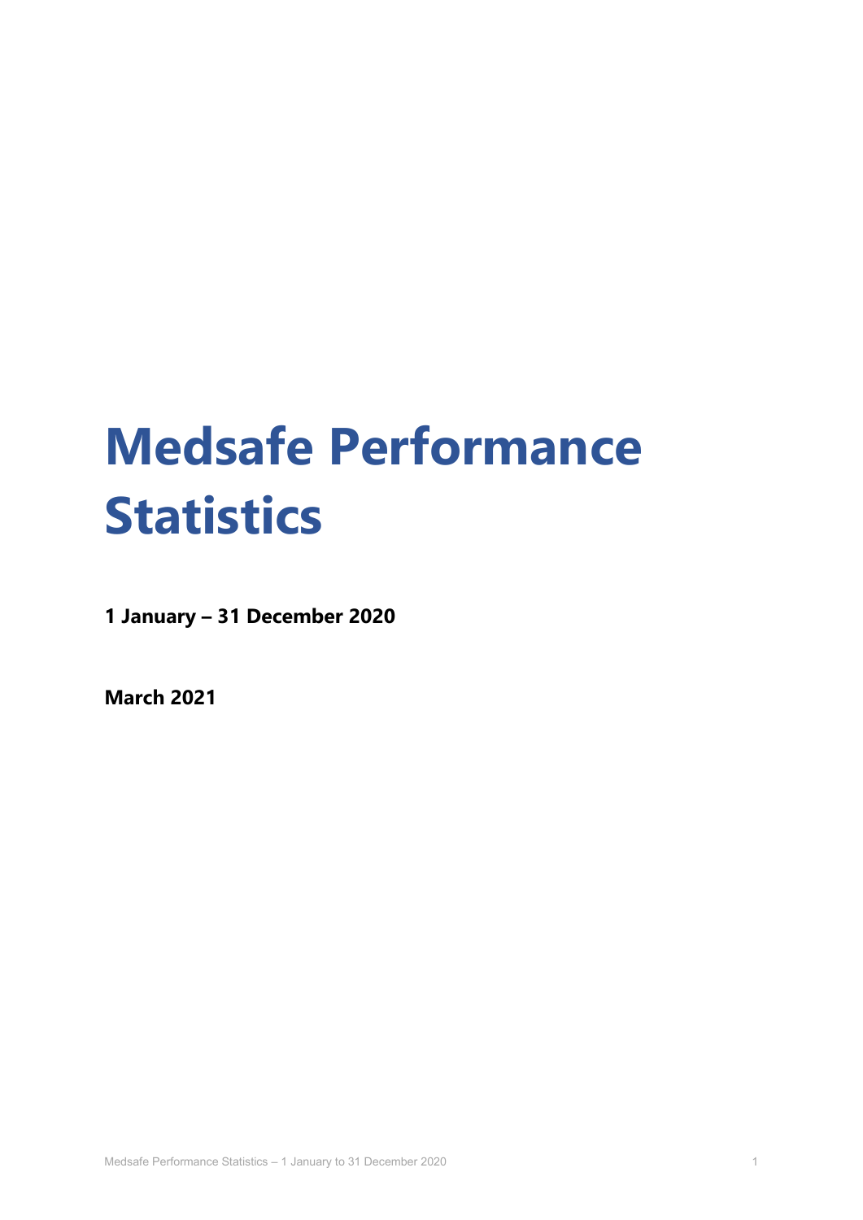# Medsafe Performance Statistics

**1 January – 31 December 2020**

**March 2021**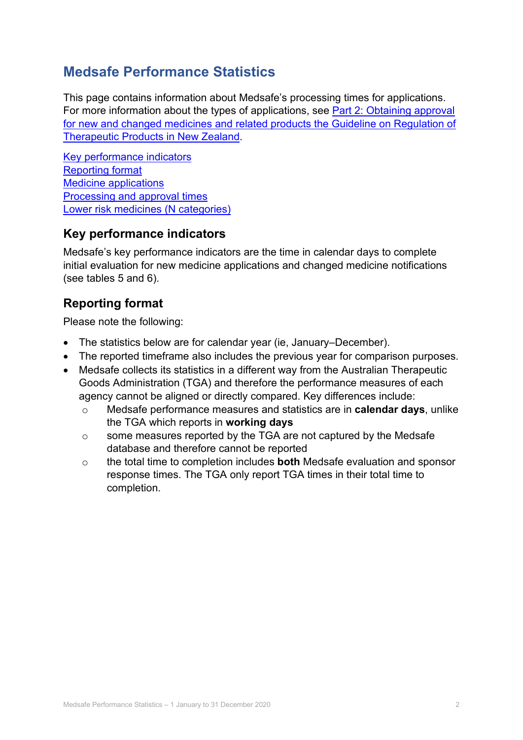# Medsafe Performance Statistics

This page contains information about Medsafe's processing times for applications. For more information about the types of applications, see [Part 2: Obtaining approval for new and changed medicines and related products the Guideline on Regulation of Therapeutic Products in New Zealand](#).

[Key performance indicators](#)
[Reporting format](#)
[Medicine applications](#)
[Processing and approval times](#)
[Lower risk medicines (N categories)](#)

## Key performance indicators

Medsafe's key performance indicators are the time in calendar days to complete initial evaluation for new medicine applications and changed medicine notifications (see tables 5 and 6).

## Reporting format

Please note the following:

- The statistics below are for calendar year (ie, January–December).
- The reported timeframe also includes the previous year for comparison purposes.
- Medsafe collects its statistics in a different way from the Australian Therapeutic Goods Administration (TGA) and therefore the performance measures of each agency cannot be aligned or directly compared. Key differences include:
  - Medsafe performance measures and statistics are in **calendar days**, unlike the TGA which reports in **working days**
  - some measures reported by the TGA are not captured by the Medsafe database and therefore cannot be reported
  - the total time to completion includes **both** Medsafe evaluation and sponsor response times. The TGA only report TGA times in their total time to completion.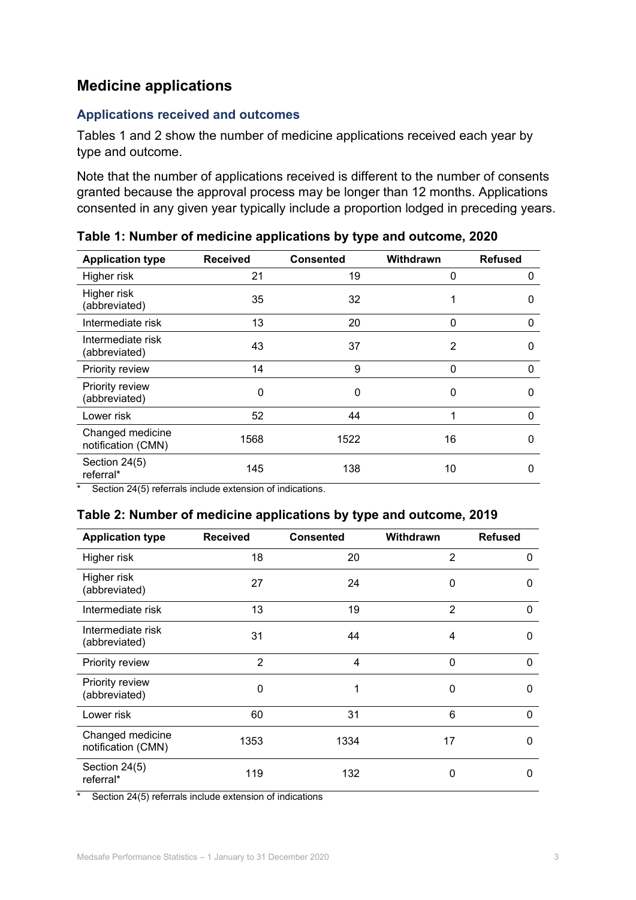## Medicine applications

### Applications received and outcomes

Tables 1 and 2 show the number of medicine applications received each year by type and outcome.

Note that the number of applications received is different to the number of consents granted because the approval process may be longer than 12 months. Applications consented in any given year typically include a proportion lodged in preceding years.

**Table 1: Number of medicine applications by type and outcome, 2020**

| Application type | Received | Consented | Withdrawn | Refused |
|---|---|---|---|---|
| Higher risk | 21 | 19 | 0 | 0 |
| Higher risk (abbreviated) | 35 | 32 | 1 | 0 |
| Intermediate risk | 13 | 20 | 0 | 0 |
| Intermediate risk (abbreviated) | 43 | 37 | 2 | 0 |
| Priority review | 14 | 9 | 0 | 0 |
| Priority review (abbreviated) | 0 | 0 | 0 | 0 |
| Lower risk | 52 | 44 | 1 | 0 |
| Changed medicine notification (CMN) | 1568 | 1522 | 16 | 0 |
| Section 24(5) referral* | 145 | 138 | 10 | 0 |

\* Section 24(5) referrals include extension of indications.

**Table 2: Number of medicine applications by type and outcome, 2019**

| Application type | Received | Consented | Withdrawn | Refused |
|---|---|---|---|---|
| Higher risk | 18 | 20 | 2 | 0 |
| Higher risk (abbreviated) | 27 | 24 | 0 | 0 |
| Intermediate risk | 13 | 19 | 2 | 0 |
| Intermediate risk (abbreviated) | 31 | 44 | 4 | 0 |
| Priority review | 2 | 4 | 0 | 0 |
| Priority review (abbreviated) | 0 | 1 | 0 | 0 |
| Lower risk | 60 | 31 | 6 | 0 |
| Changed medicine notification (CMN) | 1353 | 1334 | 17 | 0 |
| Section 24(5) referral* | 119 | 132 | 0 | 0 |

\* Section 24(5) referrals include extension of indications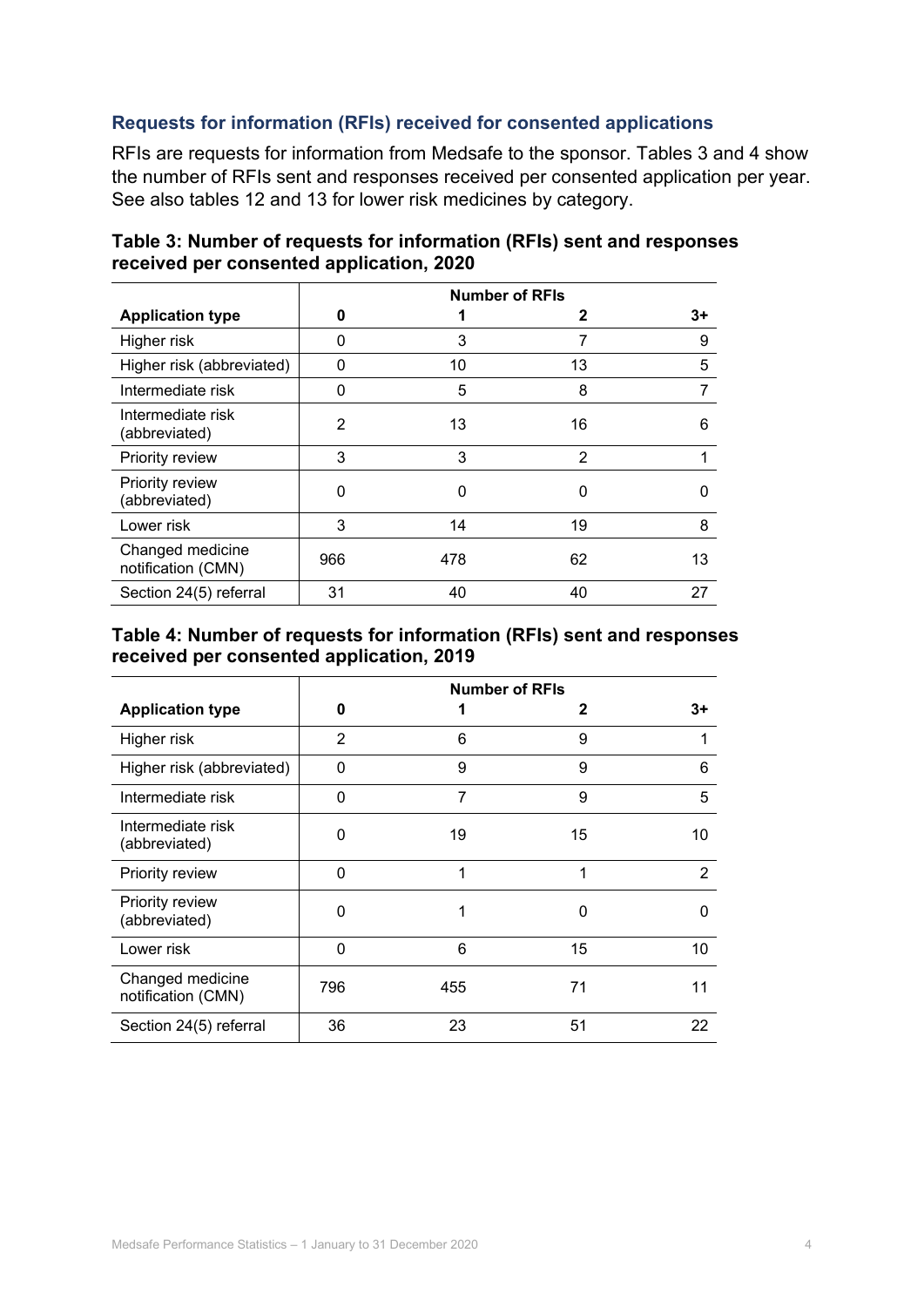## Requests for information (RFIs) received for consented applications

RFIs are requests for information from Medsafe to the sponsor. Tables 3 and 4 show the number of RFIs sent and responses received per consented application per year. See also tables 12 and 13 for lower risk medicines by category.

**Table 3: Number of requests for information (RFIs) sent and responses received per consented application, 2020**

| | Number of RFIs | | | |
|---|---|---|---|---|
| **Application type** | **0** | **1** | **2** | **3+** |
| Higher risk | 0 | 3 | 7 | 9 |
| Higher risk (abbreviated) | 0 | 10 | 13 | 5 |
| Intermediate risk | 0 | 5 | 8 | 7 |
| Intermediate risk (abbreviated) | 2 | 13 | 16 | 6 |
| Priority review | 3 | 3 | 2 | 1 |
| Priority review (abbreviated) | 0 | 0 | 0 | 0 |
| Lower risk | 3 | 14 | 19 | 8 |
| Changed medicine notification (CMN) | 966 | 478 | 62 | 13 |
| Section 24(5) referral | 31 | 40 | 40 | 27 |

**Table 4: Number of requests for information (RFIs) sent and responses received per consented application, 2019**

| | Number of RFIs | | | |
|---|---|---|---|---|
| **Application type** | **0** | **1** | **2** | **3+** |
| Higher risk | 2 | 6 | 9 | 1 |
| Higher risk (abbreviated) | 0 | 9 | 9 | 6 |
| Intermediate risk | 0 | 7 | 9 | 5 |
| Intermediate risk (abbreviated) | 0 | 19 | 15 | 10 |
| Priority review | 0 | 1 | 1 | 2 |
| Priority review (abbreviated) | 0 | 1 | 0 | 0 |
| Lower risk | 0 | 6 | 15 | 10 |
| Changed medicine notification (CMN) | 796 | 455 | 71 | 11 |
| Section 24(5) referral | 36 | 23 | 51 | 22 |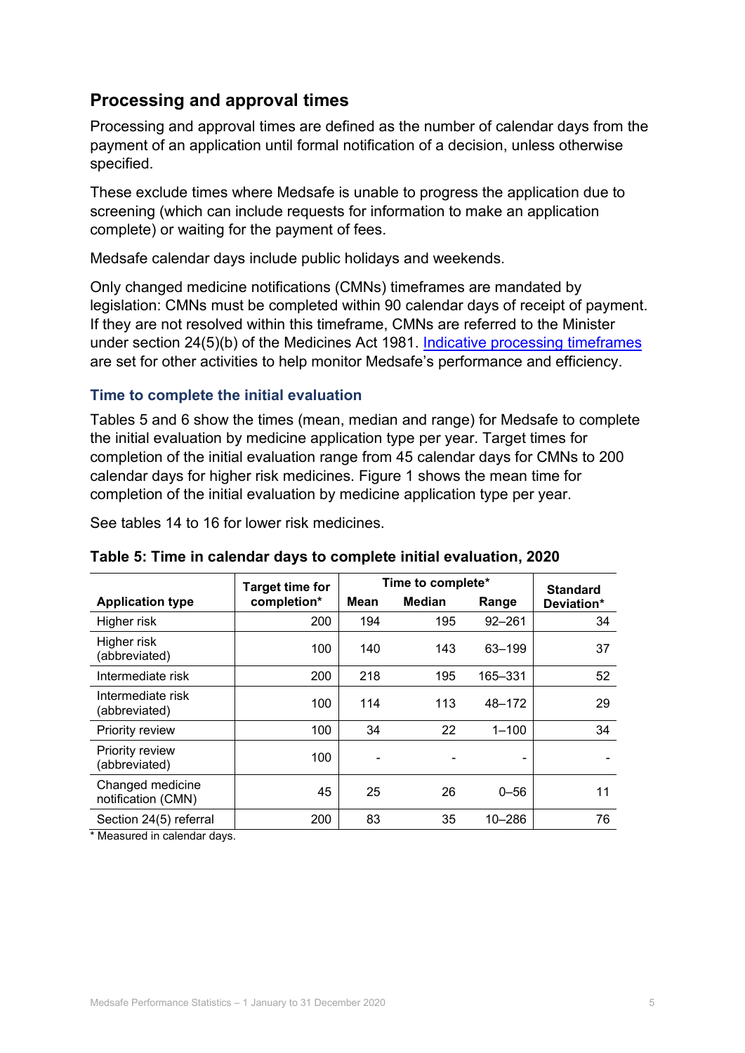## Processing and approval times

Processing and approval times are defined as the number of calendar days from the payment of an application until formal notification of a decision, unless otherwise specified.

These exclude times where Medsafe is unable to progress the application due to screening (which can include requests for information to make an application complete) or waiting for the payment of fees.

Medsafe calendar days include public holidays and weekends.

Only changed medicine notifications (CMNs) timeframes are mandated by legislation: CMNs must be completed within 90 calendar days of receipt of payment. If they are not resolved within this timeframe, CMNs are referred to the Minister under section 24(5)(b) of the Medicines Act 1981. Indicative processing timeframes are set for other activities to help monitor Medsafe's performance and efficiency.

### Time to complete the initial evaluation

Tables 5 and 6 show the times (mean, median and range) for Medsafe to complete the initial evaluation by medicine application type per year. Target times for completion of the initial evaluation range from 45 calendar days for CMNs to 200 calendar days for higher risk medicines. Figure 1 shows the mean time for completion of the initial evaluation by medicine application type per year.

See tables 14 to 16 for lower risk medicines.

**Table 5: Time in calendar days to complete initial evaluation, 2020**

| Application type | Target time for completion* | Time to complete* | | | Standard Deviation* |
|---|---|---|---|---|---|
| | | Mean | Median | Range | |
| Higher risk | 200 | 194 | 195 | 92–261 | 34 |
| Higher risk (abbreviated) | 100 | 140 | 143 | 63–199 | 37 |
| Intermediate risk | 200 | 218 | 195 | 165–331 | 52 |
| Intermediate risk (abbreviated) | 100 | 114 | 113 | 48–172 | 29 |
| Priority review | 100 | 34 | 22 | 1–100 | 34 |
| Priority review (abbreviated) | 100 | - | - | - | - |
| Changed medicine notification (CMN) | 45 | 25 | 26 | 0–56 | 11 |
| Section 24(5) referral | 200 | 83 | 35 | 10–286 | 76 |

* Measured in calendar days.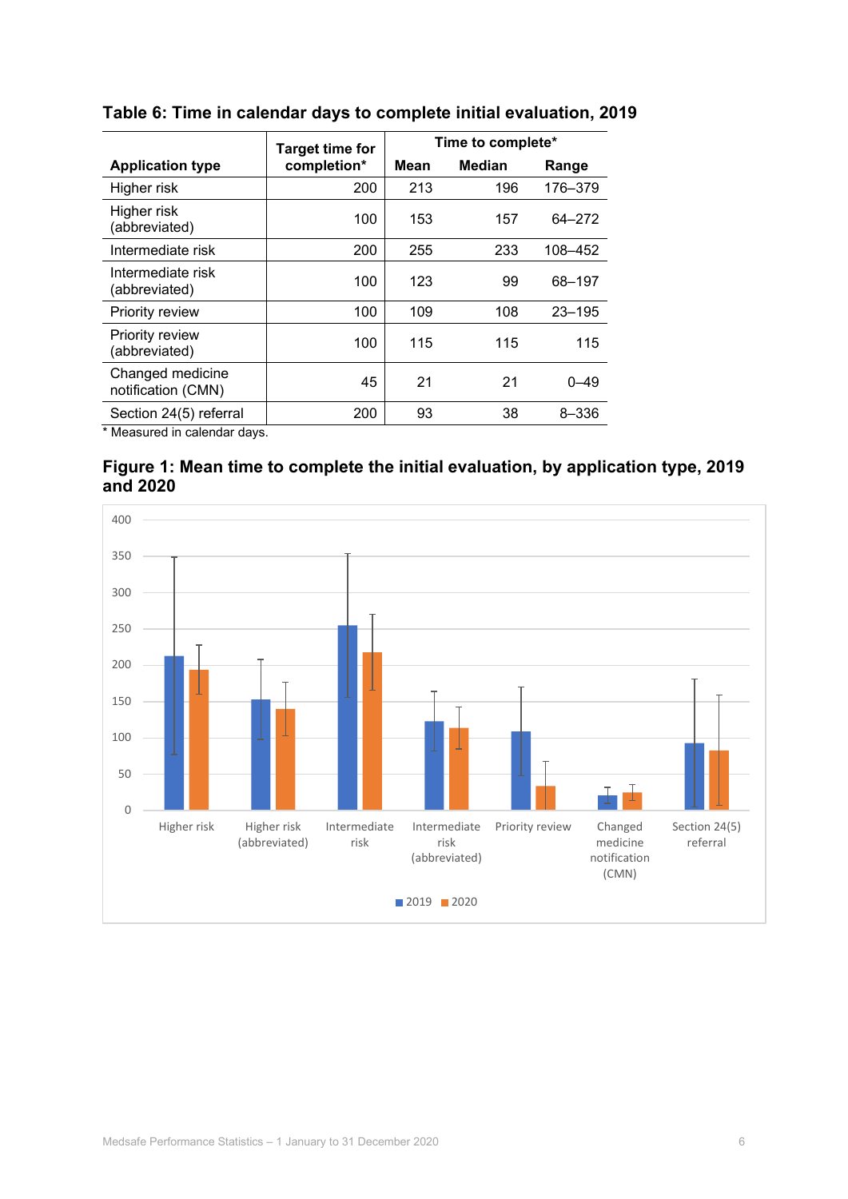**Table 6: Time in calendar days to complete initial evaluation, 2019**

| Application type | Target time for completion* | Time to complete* | | |
|---|---|---|---|---|
| | | Mean | Median | Range |
| Higher risk | 200 | 213 | 196 | 176–379 |
| Higher risk (abbreviated) | 100 | 153 | 157 | 64–272 |
| Intermediate risk | 200 | 255 | 233 | 108–452 |
| Intermediate risk (abbreviated) | 100 | 123 | 99 | 68–197 |
| Priority review | 100 | 109 | 108 | 23–195 |
| Priority review (abbreviated) | 100 | 115 | 115 | 115 |
| Changed medicine notification (CMN) | 45 | 21 | 21 | 0–49 |
| Section 24(5) referral | 200 | 93 | 38 | 8–336 |

\* Measured in calendar days.

**Figure 1: Mean time to complete the initial evaluation, by application type, 2019 and 2020**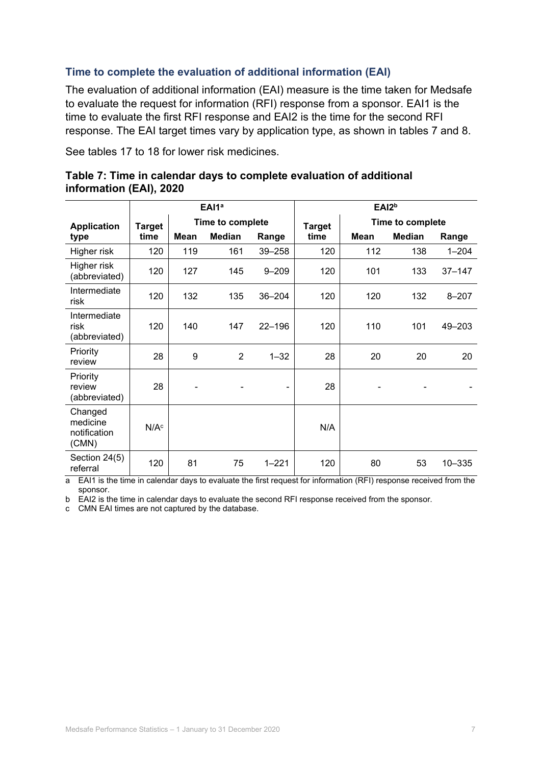### Time to complete the evaluation of additional information (EAI)

The evaluation of additional information (EAI) measure is the time taken for Medsafe to evaluate the request for information (RFI) response from a sponsor. EAI1 is the time to evaluate the first RFI response and EAI2 is the time for the second RFI response. The EAI target times vary by application type, as shown in tables 7 and 8.

See tables 17 to 18 for lower risk medicines.

**Table 7: Time in calendar days to complete evaluation of additional information (EAI), 2020**

| Application type | EAI1[a] | | | | EAI2[b] | | | |
|---|---|---|---|---|---|---|---|---|
| | Target time | Time to complete | | | Target time | Time to complete | | |
| | | Mean | Median | Range | | Mean | Median | Range |
| Higher risk | 120 | 119 | 161 | 39–258 | 120 | 112 | 138 | 1–204 |
| Higher risk (abbreviated) | 120 | 127 | 145 | 9–209 | 120 | 101 | 133 | 37–147 |
| Intermediate risk | 120 | 132 | 135 | 36–204 | 120 | 120 | 132 | 8–207 |
| Intermediate risk (abbreviated) | 120 | 140 | 147 | 22–196 | 120 | 110 | 101 | 49–203 |
| Priority review | 28 | 9 | 2 | 1–32 | 28 | 20 | 20 | 20 |
| Priority review (abbreviated) | 28 | - | - | - | 28 | - | - | - |
| Changed medicine notification (CMN) | N/A[c] | | | | N/A | | | |
| Section 24(5) referral | 120 | 81 | 75 | 1–221 | 120 | 80 | 53 | 10–335 |

a EAI1 is the time in calendar days to evaluate the first request for information (RFI) response received from the sponsor.

b EAI2 is the time in calendar days to evaluate the second RFI response received from the sponsor.

c CMN EAI times are not captured by the database.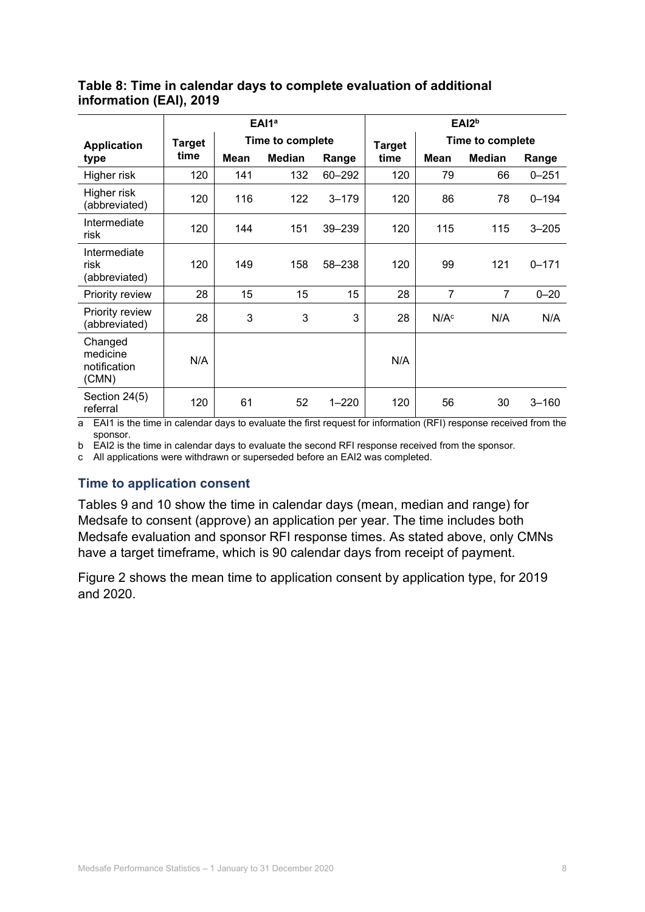**Table 8: Time in calendar days to complete evaluation of additional information (EAI), 2019**

| Application type | EAI1[a] | | | | EAI2[b] | | | |
|---|---|---|---|---|---|---|---|---|
| | Target time | Time to complete | | | Target time | Time to complete | | |
| | | Mean | Median | Range | | Mean | Median | Range |
| Higher risk | 120 | 141 | 132 | 60–292 | 120 | 79 | 66 | 0–251 |
| Higher risk (abbreviated) | 120 | 116 | 122 | 3–179 | 120 | 86 | 78 | 0–194 |
| Intermediate risk | 120 | 144 | 151 | 39–239 | 120 | 115 | 115 | 3–205 |
| Intermediate risk (abbreviated) | 120 | 149 | 158 | 58–238 | 120 | 99 | 121 | 0–171 |
| Priority review | 28 | 15 | 15 | 15 | 28 | 7 | 7 | 0–20 |
| Priority review (abbreviated) | 28 | 3 | 3 | 3 | 28 | N/A[c] | N/A | N/A |
| Changed medicine notification (CMN) | N/A | | | | N/A | | | |
| Section 24(5) referral | 120 | 61 | 52 | 1–220 | 120 | 56 | 30 | 3–160 |

a EAI1 is the time in calendar days to evaluate the first request for information (RFI) response received from the sponsor.

b EAI2 is the time in calendar days to evaluate the second RFI response received from the sponsor.

c All applications were withdrawn or superseded before an EAI2 was completed.

## Time to application consent

Tables 9 and 10 show the time in calendar days (mean, median and range) for Medsafe to consent (approve) an application per year. The time includes both Medsafe evaluation and sponsor RFI response times. As stated above, only CMNs have a target timeframe, which is 90 calendar days from receipt of payment.

Figure 2 shows the mean time to application consent by application type, for 2019 and 2020.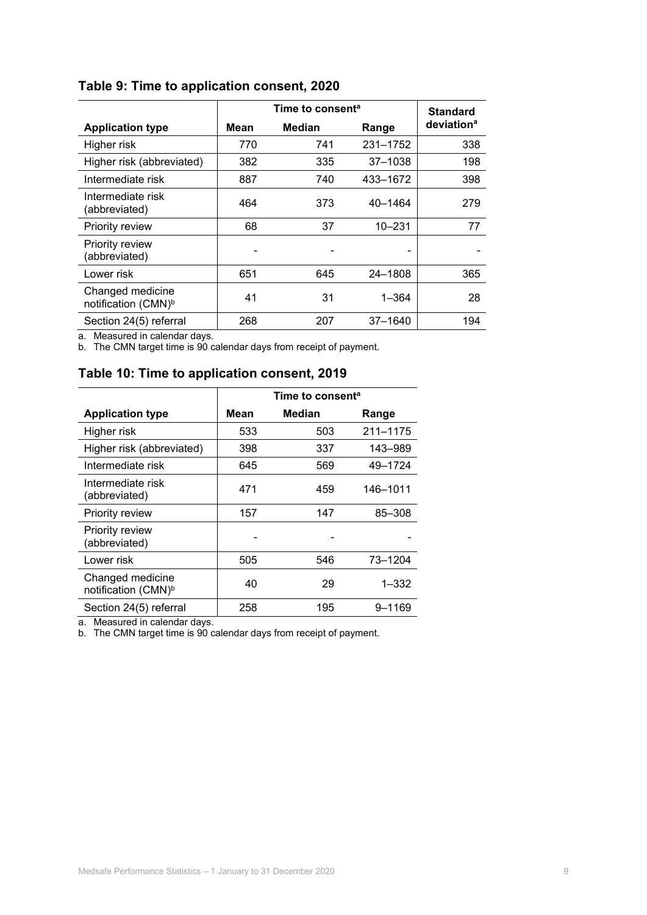## Table 9: Time to application consent, 2020

| Application type | Time to consent[a] | | | Standard deviation[a] |
|---|---|---|---|---|
| | Mean | Median | Range | |
| Higher risk | 770 | 741 | 231–1752 | 338 |
| Higher risk (abbreviated) | 382 | 335 | 37–1038 | 198 |
| Intermediate risk | 887 | 740 | 433–1672 | 398 |
| Intermediate risk (abbreviated) | 464 | 373 | 40–1464 | 279 |
| Priority review | 68 | 37 | 10–231 | 77 |
| Priority review (abbreviated) | - | - | - | - |
| Lower risk | 651 | 645 | 24–1808 | 365 |
| Changed medicine notification (CMN)[b] | 41 | 31 | 1–364 | 28 |
| Section 24(5) referral | 268 | 207 | 37–1640 | 194 |

a. Measured in calendar days.
b. The CMN target time is 90 calendar days from receipt of payment.

## Table 10: Time to application consent, 2019

| Application type | Time to consent[a] | | |
|---|---|---|---|
| | Mean | Median | Range |
| Higher risk | 533 | 503 | 211–1175 |
| Higher risk (abbreviated) | 398 | 337 | 143–989 |
| Intermediate risk | 645 | 569 | 49–1724 |
| Intermediate risk (abbreviated) | 471 | 459 | 146–1011 |
| Priority review | 157 | 147 | 85–308 |
| Priority review (abbreviated) | - | - | - |
| Lower risk | 505 | 546 | 73–1204 |
| Changed medicine notification (CMN)[b] | 40 | 29 | 1–332 |
| Section 24(5) referral | 258 | 195 | 9–1169 |

a. Measured in calendar days.
b. The CMN target time is 90 calendar days from receipt of payment.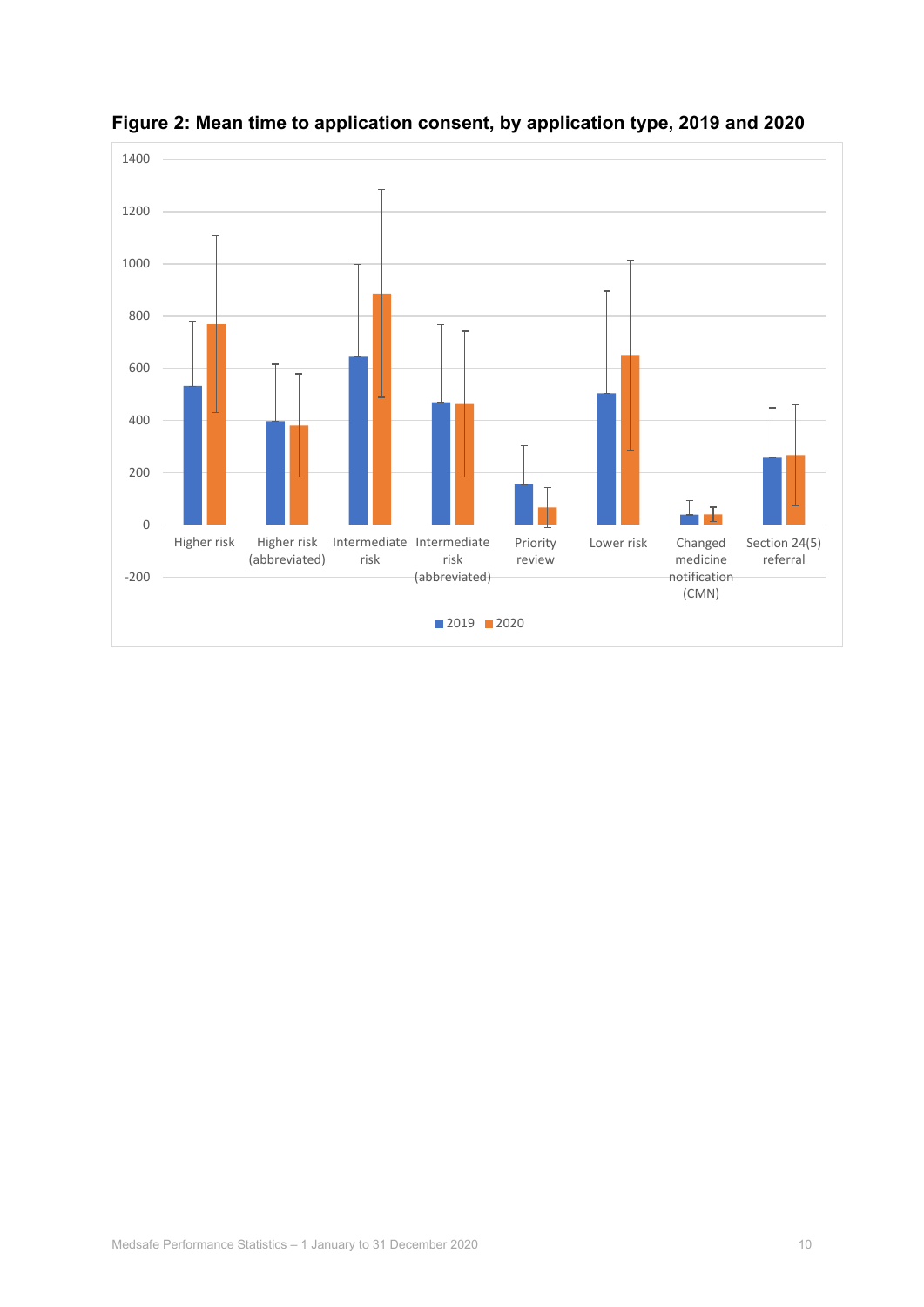**Figure 2: Mean time to application consent, by application type, 2019 and 2020**

| Application type | 2019 | 2020 |
|---|---|---|
| Higher risk | | |
| Higher risk (abbreviated) | | |
| Intermediate risk | | |
| Intermediate risk (abbreviated) | | |
| Priority review | | |
| Lower risk | | |
| Changed medicine notification (CMN) | | |
| Section 24(5) referral | | |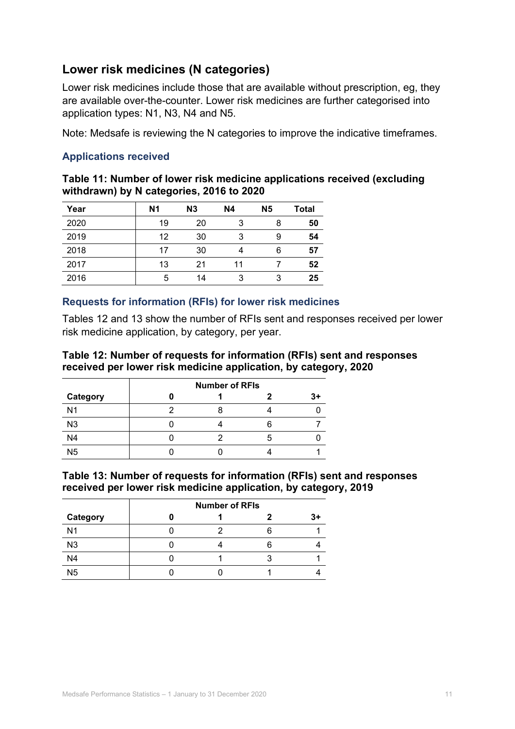## Lower risk medicines (N categories)

Lower risk medicines include those that are available without prescription, eg, they are available over-the-counter. Lower risk medicines are further categorised into application types: N1, N3, N4 and N5.

Note: Medsafe is reviewing the N categories to improve the indicative timeframes.

### Applications received

**Table 11: Number of lower risk medicine applications received (excluding withdrawn) by N categories, 2016 to 2020**

| Year | N1 | N3 | N4 | N5 | Total |
|---|---|---|---|---|---|
| 2020 | 19 | 20 | 3 | 8 | **50** |
| 2019 | 12 | 30 | 3 | 9 | **54** |
| 2018 | 17 | 30 | 4 | 6 | **57** |
| 2017 | 13 | 21 | 11 | 7 | **52** |
| 2016 | 5 | 14 | 3 | 3 | **25** |

### Requests for information (RFIs) for lower risk medicines

Tables 12 and 13 show the number of RFIs sent and responses received per lower risk medicine application, by category, per year.

**Table 12: Number of requests for information (RFIs) sent and responses received per lower risk medicine application, by category, 2020**

| | Number of RFIs | | | |
|---|---|---|---|---|
| **Category** | **0** | **1** | **2** | **3+** |
| N1 | 2 | 8 | 4 | 0 |
| N3 | 0 | 4 | 6 | 7 |
| N4 | 0 | 2 | 5 | 0 |
| N5 | 0 | 0 | 4 | 1 |

**Table 13: Number of requests for information (RFIs) sent and responses received per lower risk medicine application, by category, 2019**

| | Number of RFIs | | | |
|---|---|---|---|---|
| **Category** | **0** | **1** | **2** | **3+** |
| N1 | 0 | 2 | 6 | 1 |
| N3 | 0 | 4 | 6 | 4 |
| N4 | 0 | 1 | 3 | 1 |
| N5 | 0 | 0 | 1 | 4 |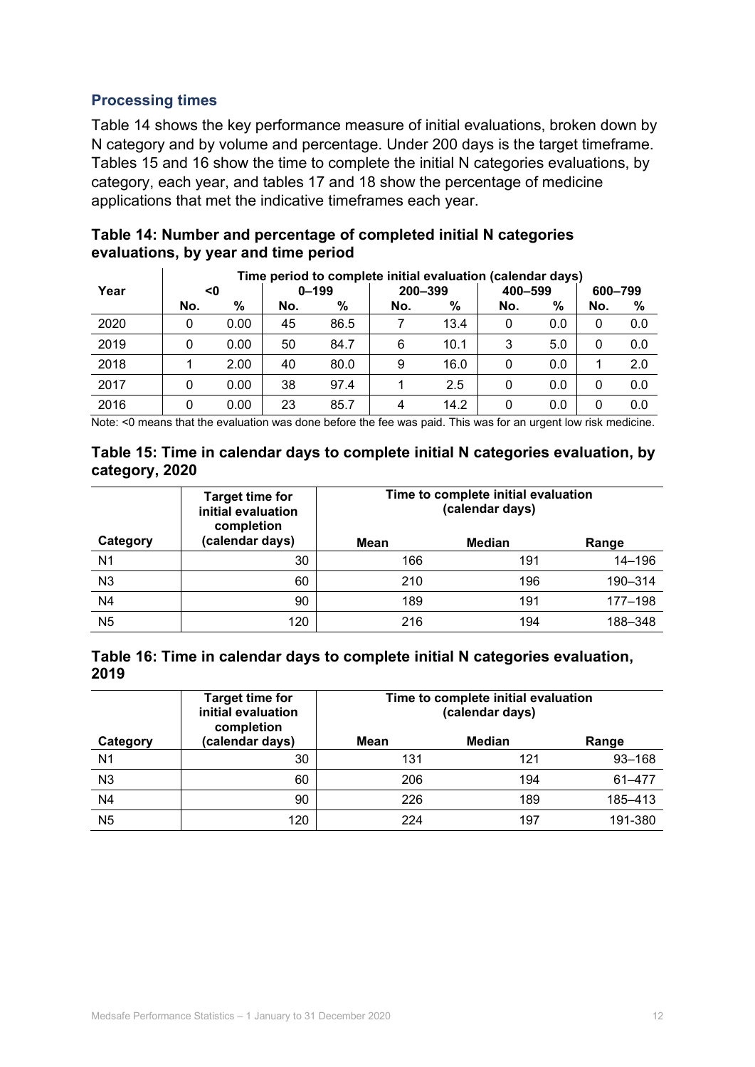### Processing times

Table 14 shows the key performance measure of initial evaluations, broken down by N category and by volume and percentage. Under 200 days is the target timeframe. Tables 15 and 16 show the time to complete the initial N categories evaluations, by category, each year, and tables 17 and 18 show the percentage of medicine applications that met the indicative timeframes each year.

#### Table 14: Number and percentage of completed initial N categories evaluations, by year and time period

| Year | Time period to complete initial evaluation (calendar days) | | | | | | | | | |
|---|---|---|---|---|---|---|---|---|---|---|
| | <0 | | 0–199 | | 200–399 | | 400–599 | | 600–799 | |
| | No. | % | No. | % | No. | % | No. | % | No. | % |
| 2020 | 0 | 0.00 | 45 | 86.5 | 7 | 13.4 | 0 | 0.0 | 0 | 0.0 |
| 2019 | 0 | 0.00 | 50 | 84.7 | 6 | 10.1 | 3 | 5.0 | 0 | 0.0 |
| 2018 | 1 | 2.00 | 40 | 80.0 | 9 | 16.0 | 0 | 0.0 | 1 | 2.0 |
| 2017 | 0 | 0.00 | 38 | 97.4 | 1 | 2.5 | 0 | 0.0 | 0 | 0.0 |
| 2016 | 0 | 0.00 | 23 | 85.7 | 4 | 14.2 | 0 | 0.0 | 0 | 0.0 |

Note: <0 means that the evaluation was done before the fee was paid. This was for an urgent low risk medicine.

#### Table 15: Time in calendar days to complete initial N categories evaluation, by category, 2020

| Category | Target time for initial evaluation completion (calendar days) | Time to complete initial evaluation (calendar days) | | |
|---|---|---|---|---|
| | | Mean | Median | Range |
| N1 | 30 | 166 | 191 | 14–196 |
| N3 | 60 | 210 | 196 | 190–314 |
| N4 | 90 | 189 | 191 | 177–198 |
| N5 | 120 | 216 | 194 | 188–348 |

#### Table 16: Time in calendar days to complete initial N categories evaluation, 2019

| Category | Target time for initial evaluation completion (calendar days) | Time to complete initial evaluation (calendar days) | | |
|---|---|---|---|---|
| | | Mean | Median | Range |
| N1 | 30 | 131 | 121 | 93–168 |
| N3 | 60 | 206 | 194 | 61–477 |
| N4 | 90 | 226 | 189 | 185–413 |
| N5 | 120 | 224 | 197 | 191-380 |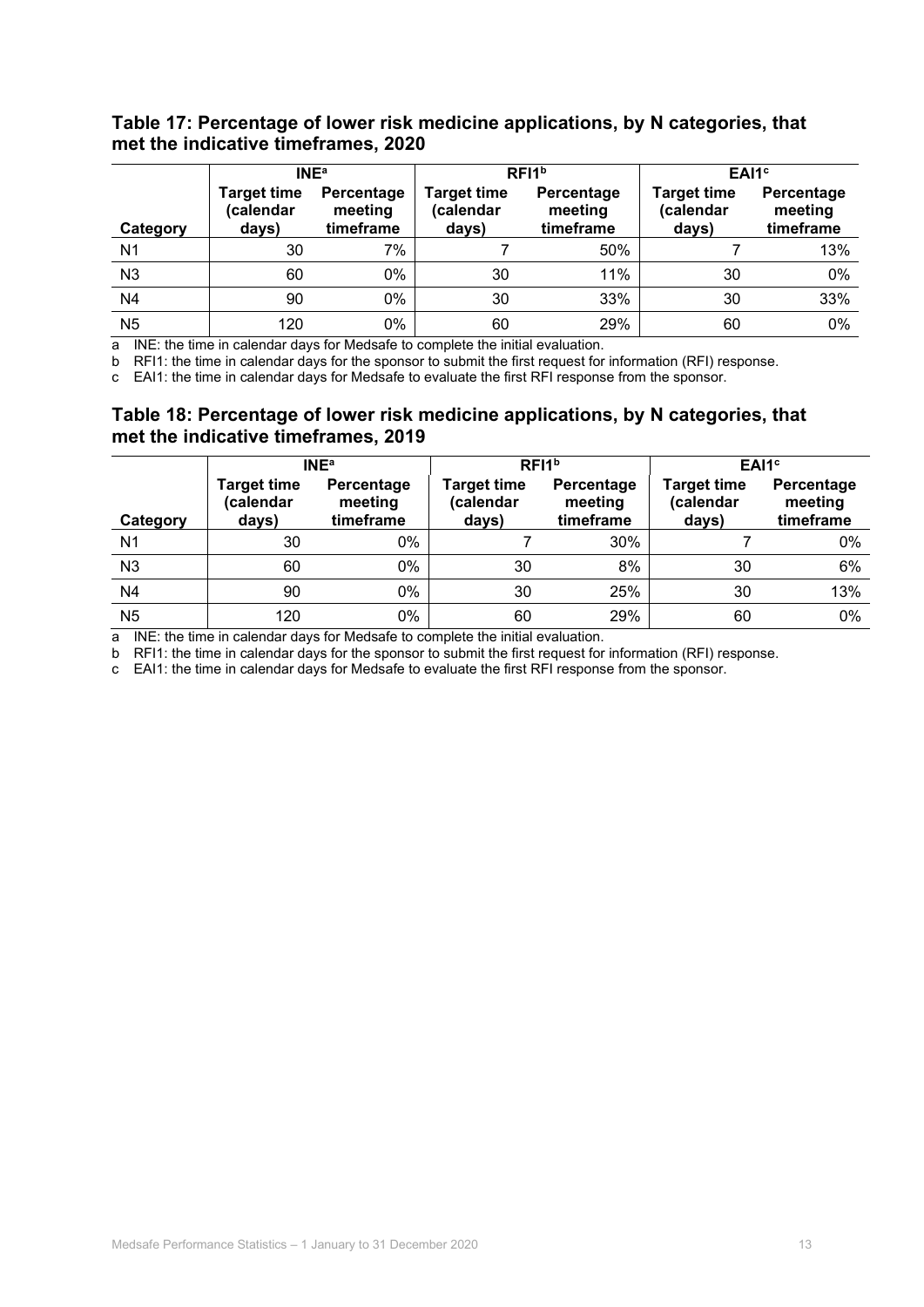### Table 17: Percentage of lower risk medicine applications, by N categories, that met the indicative timeframes, 2020

| | INE[a] | | RFI1[b] | | EAI1[c] | |
|---|---|---|---|---|---|---|
| Category | Target time (calendar days) | Percentage meeting timeframe | Target time (calendar days) | Percentage meeting timeframe | Target time (calendar days) | Percentage meeting timeframe |
| N1 | 30 | 7% | 7 | 50% | 7 | 13% |
| N3 | 60 | 0% | 30 | 11% | 30 | 0% |
| N4 | 90 | 0% | 30 | 33% | 30 | 33% |
| N5 | 120 | 0% | 60 | 29% | 60 | 0% |

a INE: the time in calendar days for Medsafe to complete the initial evaluation.

b RFI1: the time in calendar days for the sponsor to submit the first request for information (RFI) response.

c EAI1: the time in calendar days for Medsafe to evaluate the first RFI response from the sponsor.

### Table 18: Percentage of lower risk medicine applications, by N categories, that met the indicative timeframes, 2019

| | INE[a] | | RFI1[b] | | EAI1[c] | |
|---|---|---|---|---|---|---|
| Category | Target time (calendar days) | Percentage meeting timeframe | Target time (calendar days) | Percentage meeting timeframe | Target time (calendar days) | Percentage meeting timeframe |
| N1 | 30 | 0% | 7 | 30% | 7 | 0% |
| N3 | 60 | 0% | 30 | 8% | 30 | 6% |
| N4 | 90 | 0% | 30 | 25% | 30 | 13% |
| N5 | 120 | 0% | 60 | 29% | 60 | 0% |

a INE: the time in calendar days for Medsafe to complete the initial evaluation.

b RFI1: the time in calendar days for the sponsor to submit the first request for information (RFI) response.

c EAI1: the time in calendar days for Medsafe to evaluate the first RFI response from the sponsor.